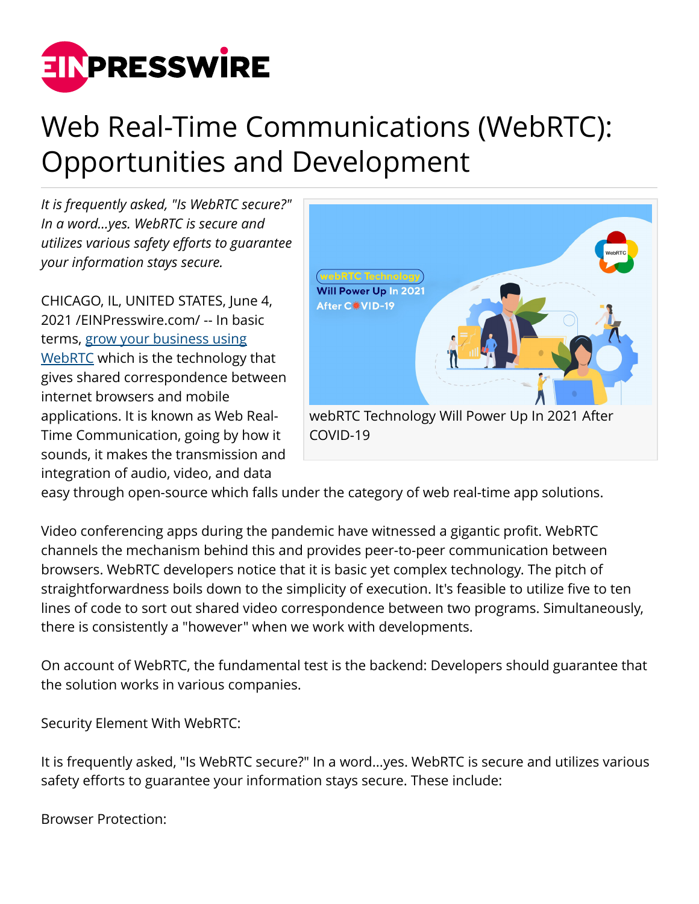# Web Real-Time Communications (WebRTC): Opportunities and Development

*It is frequently asked, "Is WebRTC secure?" In a word...yes. WebRTC is secure and utilizes various safety efforts to guarantee your information stays secure.*

webRTC Technology Will Power Up In 2021 After COVID-19

CHICAGO, IL, UNITED STATES, June 4, 2021 /EINPresswire.com/ -- In basic terms, [grow your business using WebRTC]() which is the technology that gives shared correspondence between internet browsers and mobile applications. It is known as Web Real-Time Communication, going by how it sounds, it makes the transmission and integration of audio, video, and data easy through open-source which falls under the category of web real-time app solutions.

Video conferencing apps during the pandemic have witnessed a gigantic profit. WebRTC channels the mechanism behind this and provides peer-to-peer communication between browsers. WebRTC developers notice that it is basic yet complex technology. The pitch of straightforwardness boils down to the simplicity of execution. It's feasible to utilize five to ten lines of code to sort out shared video correspondence between two programs. Simultaneously, there is consistently a "however" when we work with developments.

On account of WebRTC, the fundamental test is the backend: Developers should guarantee that the solution works in various companies.

Security Element With WebRTC:

It is frequently asked, "Is WebRTC secure?" In a word...yes. WebRTC is secure and utilizes various safety efforts to guarantee your information stays secure. These include:

Browser Protection: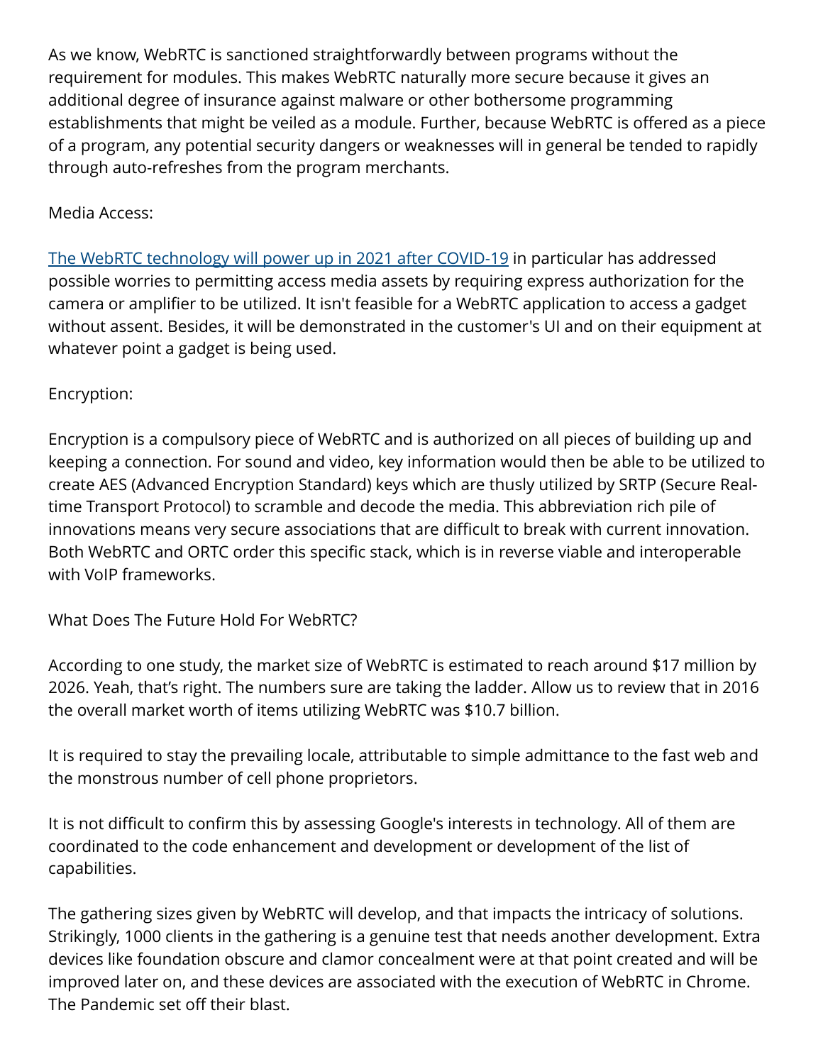As we know, WebRTC is sanctioned straightforwardly between programs without the requirement for modules. This makes WebRTC naturally more secure because it gives an additional degree of insurance against malware or other bothersome programming establishments that might be veiled as a module. Further, because WebRTC is offered as a piece of a program, any potential security dangers or weaknesses will in general be tended to rapidly through auto-refreshes from the program merchants.

Media Access:

[The WebRTC technology will power up in 2021 after COVID-19] in particular has addressed possible worries to permitting access media assets by requiring express authorization for the camera or amplifier to be utilized. It isn't feasible for a WebRTC application to access a gadget without assent. Besides, it will be demonstrated in the customer's UI and on their equipment at whatever point a gadget is being used.

Encryption:

Encryption is a compulsory piece of WebRTC and is authorized on all pieces of building up and keeping a connection. For sound and video, key information would then be able to be utilized to create AES (Advanced Encryption Standard) keys which are thusly utilized by SRTP (Secure Real-time Transport Protocol) to scramble and decode the media. This abbreviation rich pile of innovations means very secure associations that are difficult to break with current innovation. Both WebRTC and ORTC order this specific stack, which is in reverse viable and interoperable with VoIP frameworks.

What Does The Future Hold For WebRTC?

According to one study, the market size of WebRTC is estimated to reach around $17 million by 2026. Yeah, that's right. The numbers sure are taking the ladder. Allow us to review that in 2016 the overall market worth of items utilizing WebRTC was $10.7 billion.

It is required to stay the prevailing locale, attributable to simple admittance to the fast web and the monstrous number of cell phone proprietors.

It is not difficult to confirm this by assessing Google's interests in technology. All of them are coordinated to the code enhancement and development or development of the list of capabilities.

The gathering sizes given by WebRTC will develop, and that impacts the intricacy of solutions. Strikingly, 1000 clients in the gathering is a genuine test that needs another development. Extra devices like foundation obscure and clamor concealment were at that point created and will be improved later on, and these devices are associated with the execution of WebRTC in Chrome. The Pandemic set off their blast.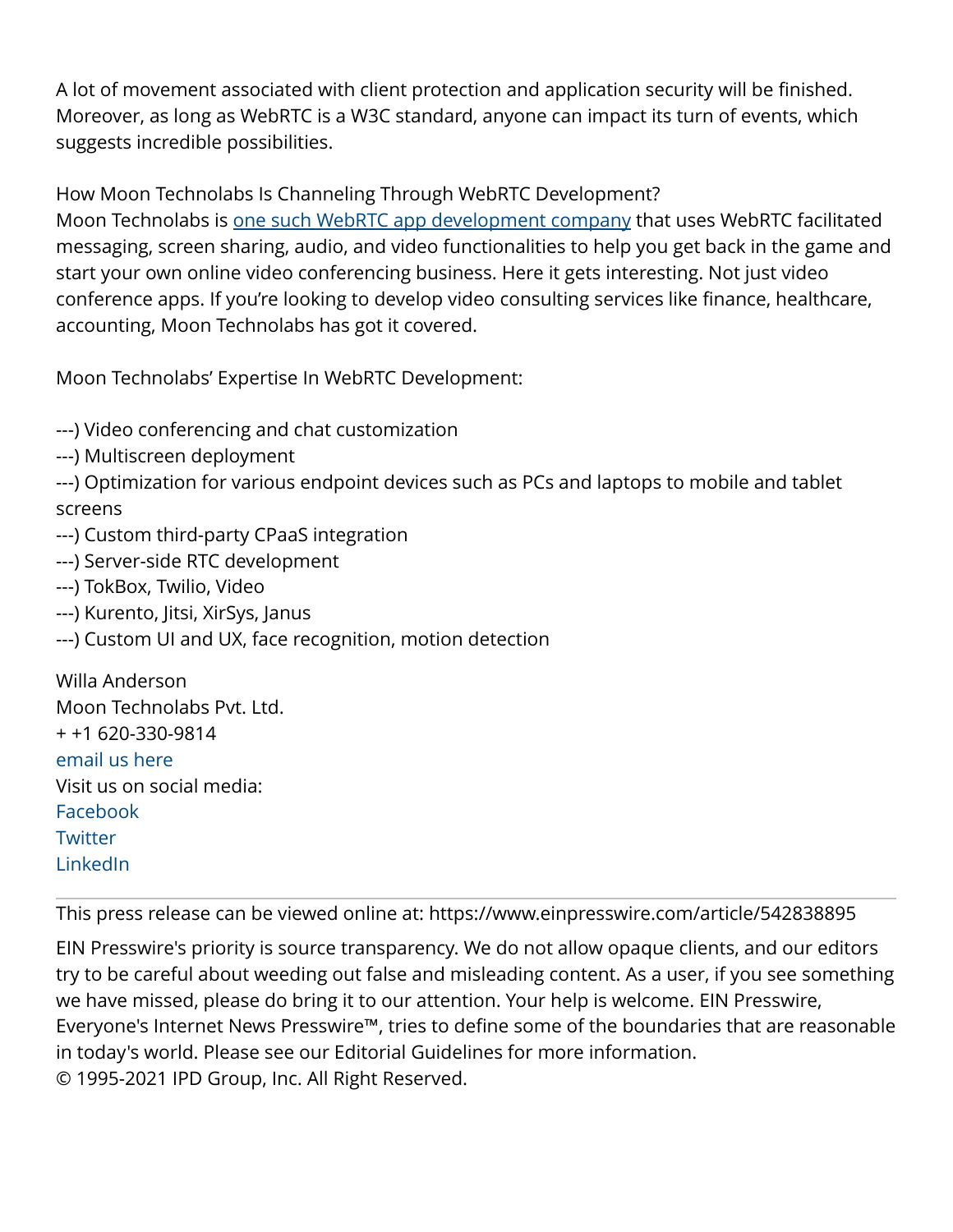A lot of movement associated with client protection and application security will be finished. Moreover, as long as WebRTC is a W3C standard, anyone can impact its turn of events, which suggests incredible possibilities.

How Moon Technolabs Is Channeling Through WebRTC Development?

Moon Technolabs is one such WebRTC app development company that uses WebRTC facilitated messaging, screen sharing, audio, and video functionalities to help you get back in the game and start your own online video conferencing business. Here it gets interesting. Not just video conference apps. If you're looking to develop video consulting services like finance, healthcare, accounting, Moon Technolabs has got it covered.

Moon Technolabs' Expertise In WebRTC Development:

---) Video conferencing and chat customization
---) Multiscreen deployment
---) Optimization for various endpoint devices such as PCs and laptops to mobile and tablet screens
---) Custom third-party CPaaS integration
---) Server-side RTC development
---) TokBox, Twilio, Video
---) Kurento, Jitsi, XirSys, Janus
---) Custom UI and UX, face recognition, motion detection

Willa Anderson
Moon Technolabs Pvt. Ltd.
+ +1 620-330-9814
email us here
Visit us on social media:
Facebook
Twitter
LinkedIn

---

This press release can be viewed online at: https://www.einpresswire.com/article/542838895

EIN Presswire's priority is source transparency. We do not allow opaque clients, and our editors try to be careful about weeding out false and misleading content. As a user, if you see something we have missed, please do bring it to our attention. Your help is welcome. EIN Presswire, Everyone's Internet News Presswire™, tries to define some of the boundaries that are reasonable in today's world. Please see our Editorial Guidelines for more information.
© 1995-2021 IPD Group, Inc. All Right Reserved.